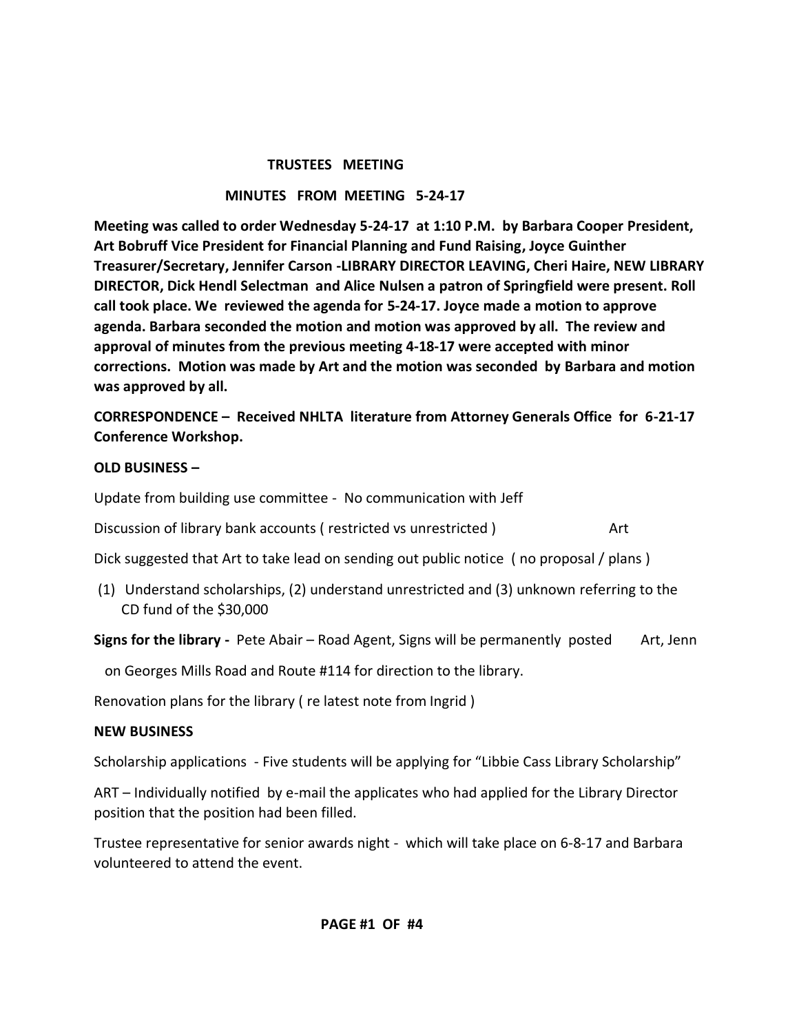# TRUSTEES MEETING

## MINUTES FROM MEETING 5-24-17

**Meeting was called to order Wednesday 5-24-17 at 1:10 P.M. by Barbara Cooper President, Art Bobruff Vice President for Financial Planning and Fund Raising, Joyce Guinther Treasurer/Secretary, Jennifer Carson -LIBRARY DIRECTOR LEAVING, Cheri Haire, NEW LIBRARY DIRECTOR, Dick Hendl Selectman and Alice Nulsen a patron of Springfield were present. Roll call took place. We reviewed the agenda for 5-24-17. Joyce made a motion to approve agenda. Barbara seconded the motion and motion was approved by all. The review and approval of minutes from the previous meeting 4-18-17 were accepted with minor corrections. Motion was made by Art and the motion was seconded by Barbara and motion was approved by all.**

**CORRESPONDENCE – Received NHLTA literature from Attorney Generals Office for 6-21-17 Conference Workshop.**

**OLD BUSINESS –**

Update from building use committee - No communication with Jeff

Discussion of library bank accounts ( restricted vs unrestricted ) Art

Dick suggested that Art to take lead on sending out public notice ( no proposal / plans )

(1) Understand scholarships, (2) understand unrestricted and (3) unknown referring to the CD fund of the $30,000

**Signs for the library -** Pete Abair – Road Agent, Signs will be permanently posted on Georges Mills Road and Route #114 for direction to the library. Art, Jenn

Renovation plans for the library ( re latest note from Ingrid )

**NEW BUSINESS**

Scholarship applications - Five students will be applying for "Libbie Cass Library Scholarship"

ART – Individually notified by e-mail the applicates who had applied for the Library Director position that the position had been filled.

Trustee representative for senior awards night - which will take place on 6-8-17 and Barbara volunteered to attend the event.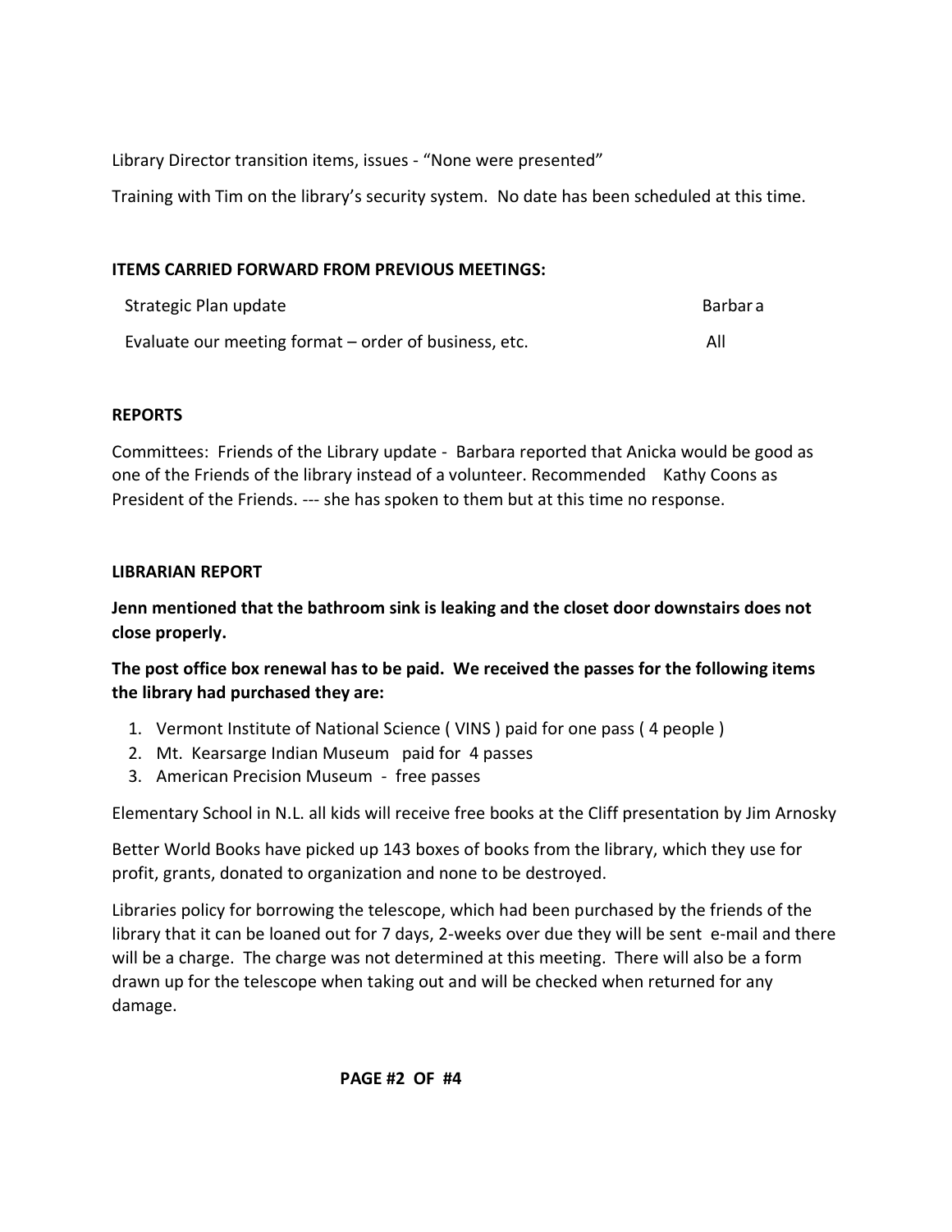Library Director transition items, issues - "None were presented"

Training with Tim on the library's security system. No date has been scheduled at this time.

**ITEMS CARRIED FORWARD FROM PREVIOUS MEETINGS:**

| | |
|---|---|
| Strategic Plan update | Barbara |
| Evaluate our meeting format – order of business, etc. | All |

**REPORTS**

Committees: Friends of the Library update - Barbara reported that Anicka would be good as one of the Friends of the library instead of a volunteer. Recommended Kathy Coons as President of the Friends. --- she has spoken to them but at this time no response.

**LIBRARIAN REPORT**

**Jenn mentioned that the bathroom sink is leaking and the closet door downstairs does not close properly.**

**The post office box renewal has to be paid. We received the passes for the following items the library had purchased they are:**

1. Vermont Institute of National Science ( VINS ) paid for one pass ( 4 people )
2. Mt. Kearsarge Indian Museum paid for 4 passes
3. American Precision Museum - free passes

Elementary School in N.L. all kids will receive free books at the Cliff presentation by Jim Arnosky

Better World Books have picked up 143 boxes of books from the library, which they use for profit, grants, donated to organization and none to be destroyed.

Libraries policy for borrowing the telescope, which had been purchased by the friends of the library that it can be loaned out for 7 days, 2-weeks over due they will be sent e-mail and there will be a charge. The charge was not determined at this meeting. There will also be a form drawn up for the telescope when taking out and will be checked when returned for any damage.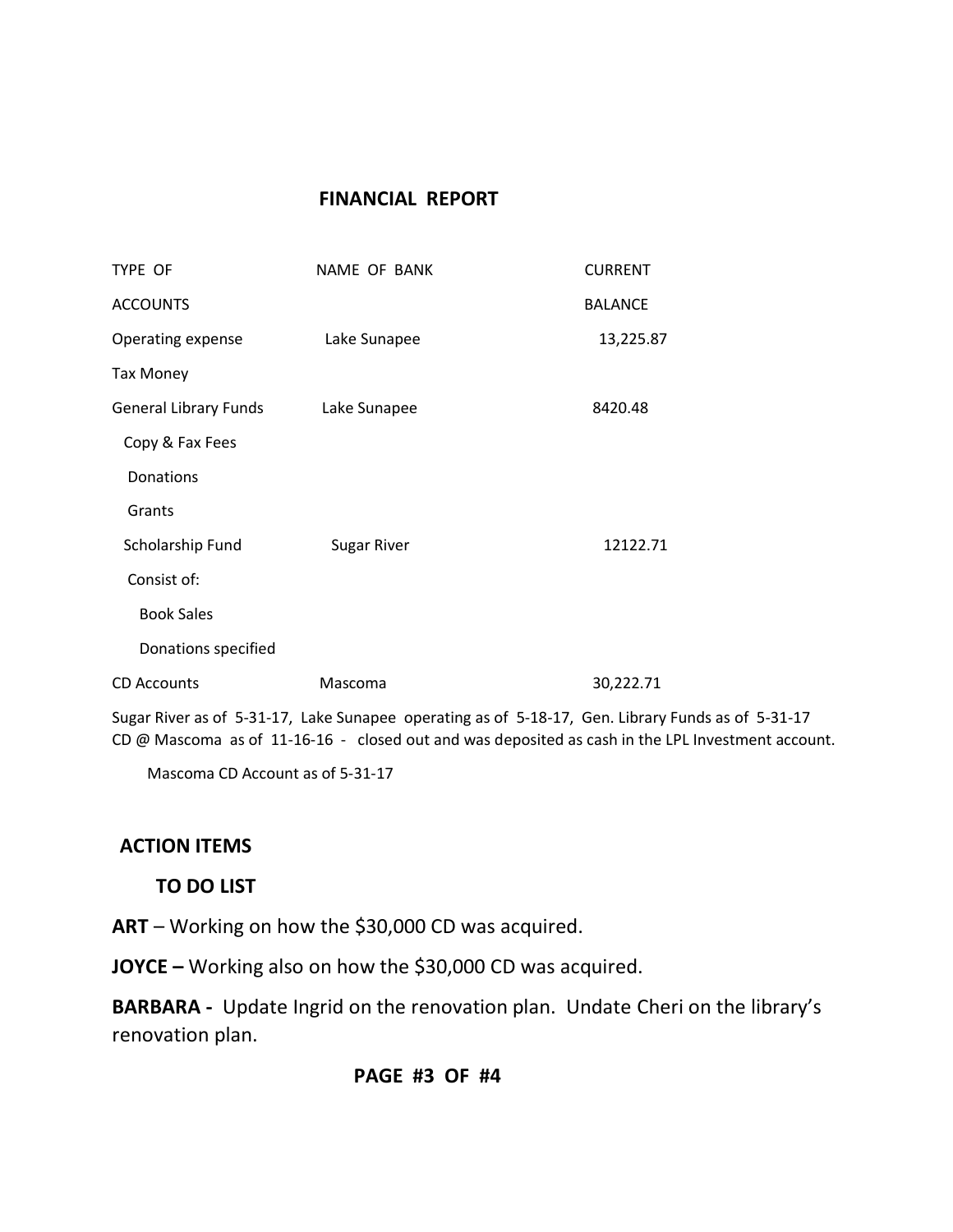## FINANCIAL REPORT

| TYPE OF ACCOUNTS | NAME OF BANK | CURRENT BALANCE |
|---|---|---|
| Operating expense | Lake Sunapee | 13,225.87 |
| Tax Money | | |
| General Library Funds | Lake Sunapee | 8420.48 |
| Copy & Fax Fees | | |
| Donations | | |
| Grants | | |
| Scholarship Fund | Sugar River | 12122.71 |
| Consist of: | | |
| Book Sales | | |
| Donations specified | | |
| CD Accounts | Mascoma | 30,222.71 |

Sugar River as of 5-31-17, Lake Sunapee operating as of 5-18-17, Gen. Library Funds as of 5-31-17
CD @ Mascoma as of 11-16-16 - closed out and was deposited as cash in the LPL Investment account.

Mascoma CD Account as of 5-31-17

## ACTION ITEMS

### TO DO LIST

**ART** – Working on how the $30,000 CD was acquired.

**JOYCE –** Working also on how the $30,000 CD was acquired.

**BARBARA -** Update Ingrid on the renovation plan. Undate Cheri on the library's renovation plan.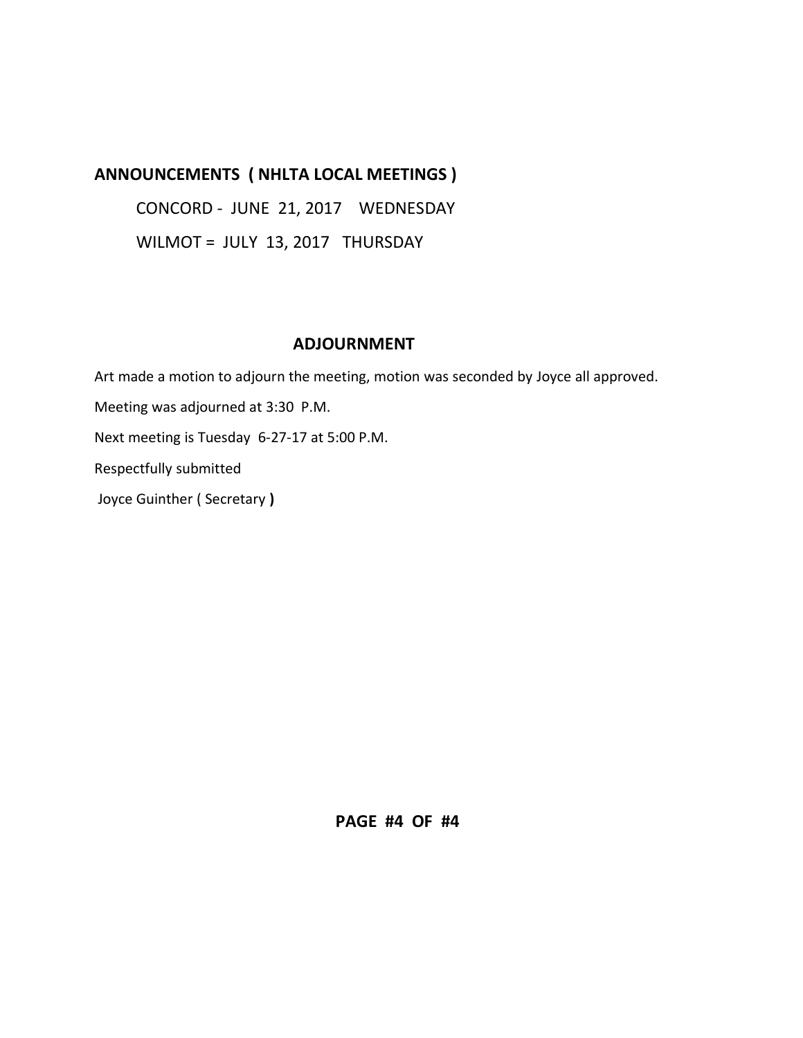**ANNOUNCEMENTS ( NHLTA LOCAL MEETINGS )**

CONCORD - JUNE 21, 2017 WEDNESDAY

WILMOT = JULY 13, 2017 THURSDAY

## ADJOURNMENT

Art made a motion to adjourn the meeting, motion was seconded by Joyce all approved.

Meeting was adjourned at 3:30 P.M.

Next meeting is Tuesday 6-27-17 at 5:00 P.M.

Respectfully submitted

Joyce Guinther ( Secretary **)**